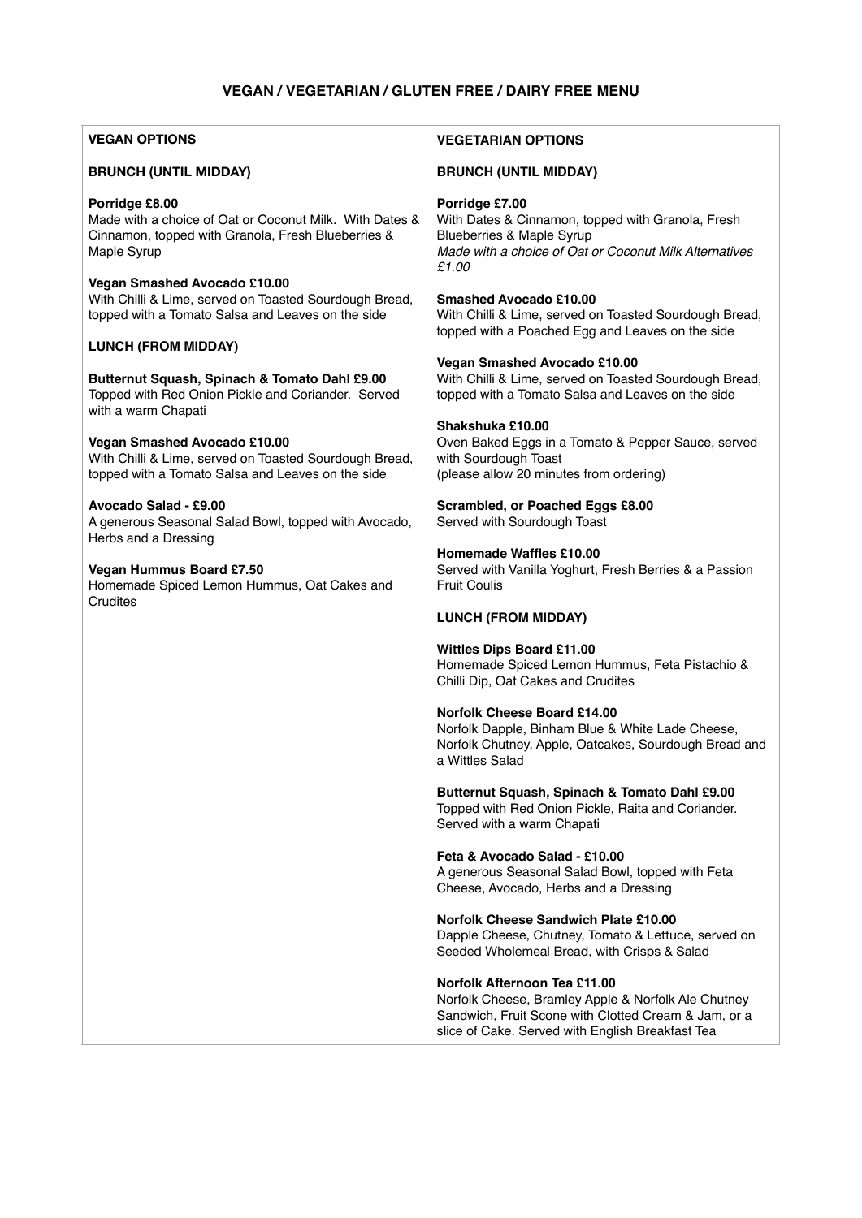# VEGAN / VEGETARIAN / GLUTEN FREE / DAIRY FREE MENU

## VEGAN OPTIONS

### BRUNCH (UNTIL MIDDAY)

**Porridge £8.00**
Made with a choice of Oat or Coconut Milk. With Dates & Cinnamon, topped with Granola, Fresh Blueberries & Maple Syrup

**Vegan Smashed Avocado £10.00**
With Chilli & Lime, served on Toasted Sourdough Bread, topped with a Tomato Salsa and Leaves on the side

### LUNCH (FROM MIDDAY)

**Butternut Squash, Spinach & Tomato Dahl £9.00**
Topped with Red Onion Pickle and Coriander. Served with a warm Chapati

**Vegan Smashed Avocado £10.00**
With Chilli & Lime, served on Toasted Sourdough Bread, topped with a Tomato Salsa and Leaves on the side

**Avocado Salad - £9.00**
A generous Seasonal Salad Bowl, topped with Avocado, Herbs and a Dressing

**Vegan Hummus Board £7.50**
Homemade Spiced Lemon Hummus, Oat Cakes and Crudites

## VEGETARIAN OPTIONS

### BRUNCH (UNTIL MIDDAY)

**Porridge £7.00**
With Dates & Cinnamon, topped with Granola, Fresh Blueberries & Maple Syrup
*Made with a choice of Oat or Coconut Milk Alternatives £1.00*

**Smashed Avocado £10.00**
With Chilli & Lime, served on Toasted Sourdough Bread, topped with a Poached Egg and Leaves on the side

**Vegan Smashed Avocado £10.00**
With Chilli & Lime, served on Toasted Sourdough Bread, topped with a Tomato Salsa and Leaves on the side

**Shakshuka £10.00**
Oven Baked Eggs in a Tomato & Pepper Sauce, served with Sourdough Toast
(please allow 20 minutes from ordering)

**Scrambled, or Poached Eggs £8.00**
Served with Sourdough Toast

**Homemade Waffles £10.00**
Served with Vanilla Yoghurt, Fresh Berries & a Passion Fruit Coulis

### LUNCH (FROM MIDDAY)

**Wittles Dips Board £11.00**
Homemade Spiced Lemon Hummus, Feta Pistachio & Chilli Dip, Oat Cakes and Crudites

**Norfolk Cheese Board £14.00**
Norfolk Dapple, Binham Blue & White Lade Cheese, Norfolk Chutney, Apple, Oatcakes, Sourdough Bread and a Wittles Salad

**Butternut Squash, Spinach & Tomato Dahl £9.00**
Topped with Red Onion Pickle, Raita and Coriander. Served with a warm Chapati

**Feta & Avocado Salad - £10.00**
A generous Seasonal Salad Bowl, topped with Feta Cheese, Avocado, Herbs and a Dressing

**Norfolk Cheese Sandwich Plate £10.00**
Dapple Cheese, Chutney, Tomato & Lettuce, served on Seeded Wholemeal Bread, with Crisps & Salad

**Norfolk Afternoon Tea £11.00**
Norfolk Cheese, Bramley Apple & Norfolk Ale Chutney Sandwich, Fruit Scone with Clotted Cream & Jam, or a slice of Cake. Served with English Breakfast Tea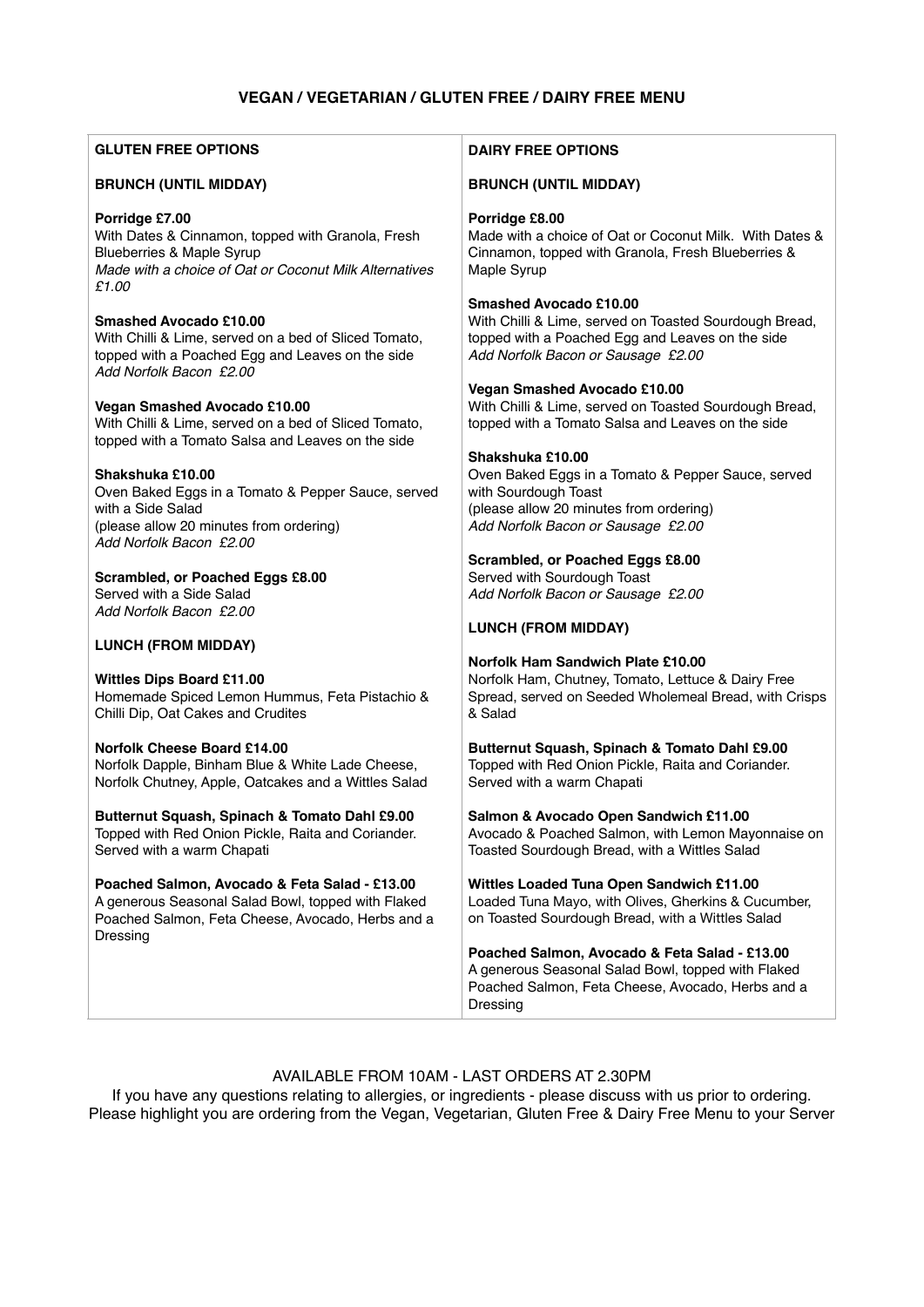# VEGAN / VEGETARIAN / GLUTEN FREE / DAIRY FREE MENU

## GLUTEN FREE OPTIONS

### BRUNCH (UNTIL MIDDAY)

**Porridge £7.00**
With Dates & Cinnamon, topped with Granola, Fresh Blueberries & Maple Syrup
*Made with a choice of Oat or Coconut Milk Alternatives £1.00*

**Smashed Avocado £10.00**
With Chilli & Lime, served on a bed of Sliced Tomato, topped with a Poached Egg and Leaves on the side
*Add Norfolk Bacon £2.00*

**Vegan Smashed Avocado £10.00**
With Chilli & Lime, served on a bed of Sliced Tomato, topped with a Tomato Salsa and Leaves on the side

**Shakshuka £10.00**
Oven Baked Eggs in a Tomato & Pepper Sauce, served with a Side Salad
(please allow 20 minutes from ordering)
*Add Norfolk Bacon £2.00*

**Scrambled, or Poached Eggs £8.00**
Served with a Side Salad
*Add Norfolk Bacon £2.00*

### LUNCH (FROM MIDDAY)

**Wittles Dips Board £11.00**
Homemade Spiced Lemon Hummus, Feta Pistachio & Chilli Dip, Oat Cakes and Crudites

**Norfolk Cheese Board £14.00**
Norfolk Dapple, Binham Blue & White Lade Cheese, Norfolk Chutney, Apple, Oatcakes and a Wittles Salad

**Butternut Squash, Spinach & Tomato Dahl £9.00**
Topped with Red Onion Pickle, Raita and Coriander. Served with a warm Chapati

**Poached Salmon, Avocado & Feta Salad - £13.00**
A generous Seasonal Salad Bowl, topped with Flaked Poached Salmon, Feta Cheese, Avocado, Herbs and a Dressing

## DAIRY FREE OPTIONS

### BRUNCH (UNTIL MIDDAY)

**Porridge £8.00**
Made with a choice of Oat or Coconut Milk. With Dates & Cinnamon, topped with Granola, Fresh Blueberries & Maple Syrup

**Smashed Avocado £10.00**
With Chilli & Lime, served on Toasted Sourdough Bread, topped with a Poached Egg and Leaves on the side
*Add Norfolk Bacon or Sausage £2.00*

**Vegan Smashed Avocado £10.00**
With Chilli & Lime, served on Toasted Sourdough Bread, topped with a Tomato Salsa and Leaves on the side

**Shakshuka £10.00**
Oven Baked Eggs in a Tomato & Pepper Sauce, served with Sourdough Toast
(please allow 20 minutes from ordering)
*Add Norfolk Bacon or Sausage £2.00*

**Scrambled, or Poached Eggs £8.00**
Served with Sourdough Toast
*Add Norfolk Bacon or Sausage £2.00*

### LUNCH (FROM MIDDAY)

**Norfolk Ham Sandwich Plate £10.00**
Norfolk Ham, Chutney, Tomato, Lettuce & Dairy Free Spread, served on Seeded Wholemeal Bread, with Crisps & Salad

**Butternut Squash, Spinach & Tomato Dahl £9.00**
Topped with Red Onion Pickle, Raita and Coriander. Served with a warm Chapati

**Salmon & Avocado Open Sandwich £11.00**
Avocado & Poached Salmon, with Lemon Mayonnaise on Toasted Sourdough Bread, with a Wittles Salad

**Wittles Loaded Tuna Open Sandwich £11.00**
Loaded Tuna Mayo, with Olives, Gherkins & Cucumber, on Toasted Sourdough Bread, with a Wittles Salad

**Poached Salmon, Avocado & Feta Salad - £13.00**
A generous Seasonal Salad Bowl, topped with Flaked Poached Salmon, Feta Cheese, Avocado, Herbs and a Dressing

---

AVAILABLE FROM 10AM - LAST ORDERS AT 2.30PM

If you have any questions relating to allergies, or ingredients - please discuss with us prior to ordering.
Please highlight you are ordering from the Vegan, Vegetarian, Gluten Free & Dairy Free Menu to your Server